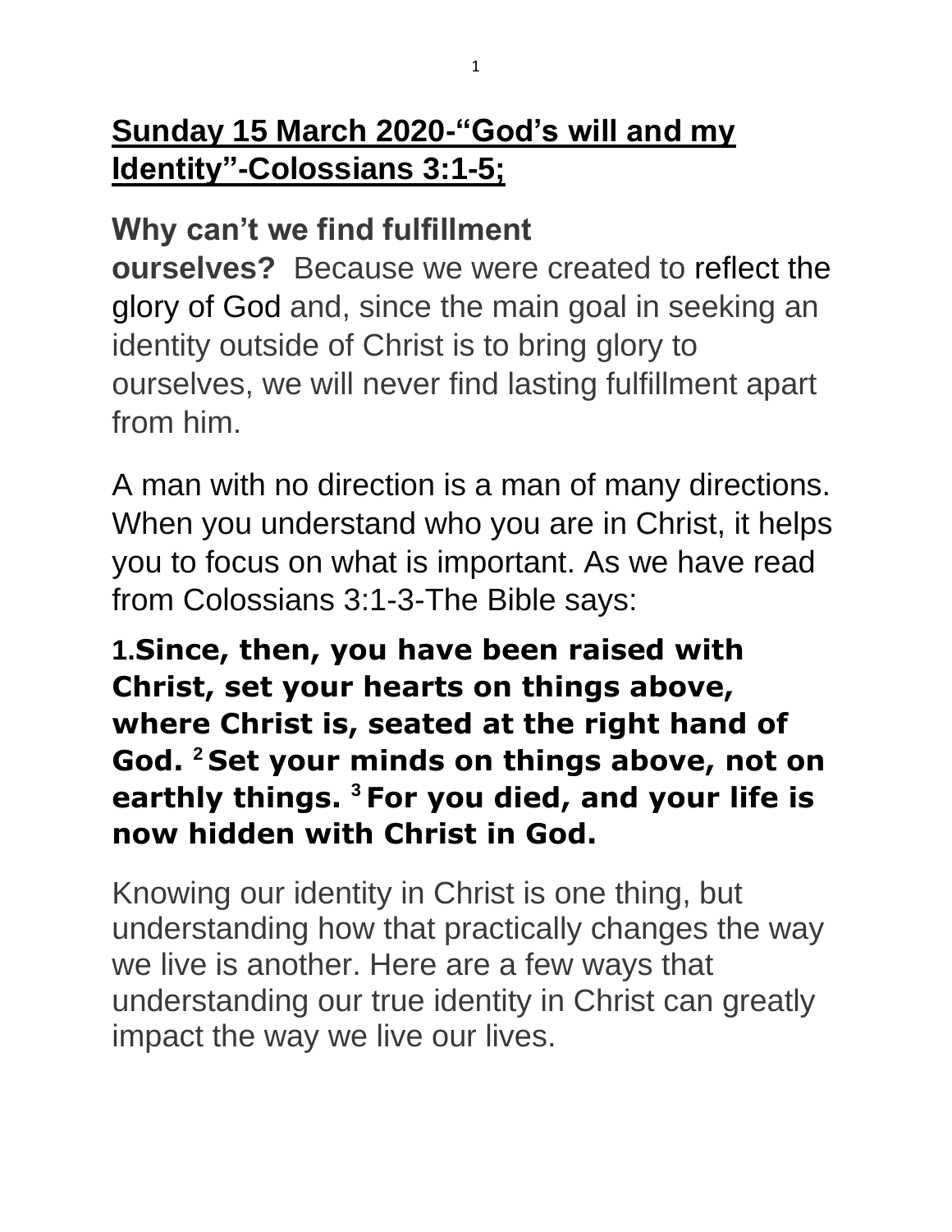# **Sunday 15 March 2020-"God's will and my Identity"-Colossians 3:1-5;**

**Why can't we find fulfillment ourselves?** Because we were created to reflect the glory of God and, since the main goal in seeking an identity outside of Christ is to bring glory to ourselves, we will never find lasting fulfillment apart from him.

A man with no direction is a man of many directions. When you understand who you are in Christ, it helps you to focus on what is important. As we have read from Colossians 3:1-3-The Bible says:

**1.Since, then, you have been raised with Christ, set your hearts on things above, where Christ is, seated at the right hand of God. 2 Set your minds on things above, not on earthly things. 3 For you died, and your life is now hidden with Christ in God.**

Knowing our identity in Christ is one thing, but understanding how that practically changes the way we live is another. Here are a few ways that understanding our true identity in Christ can greatly impact the way we live our lives.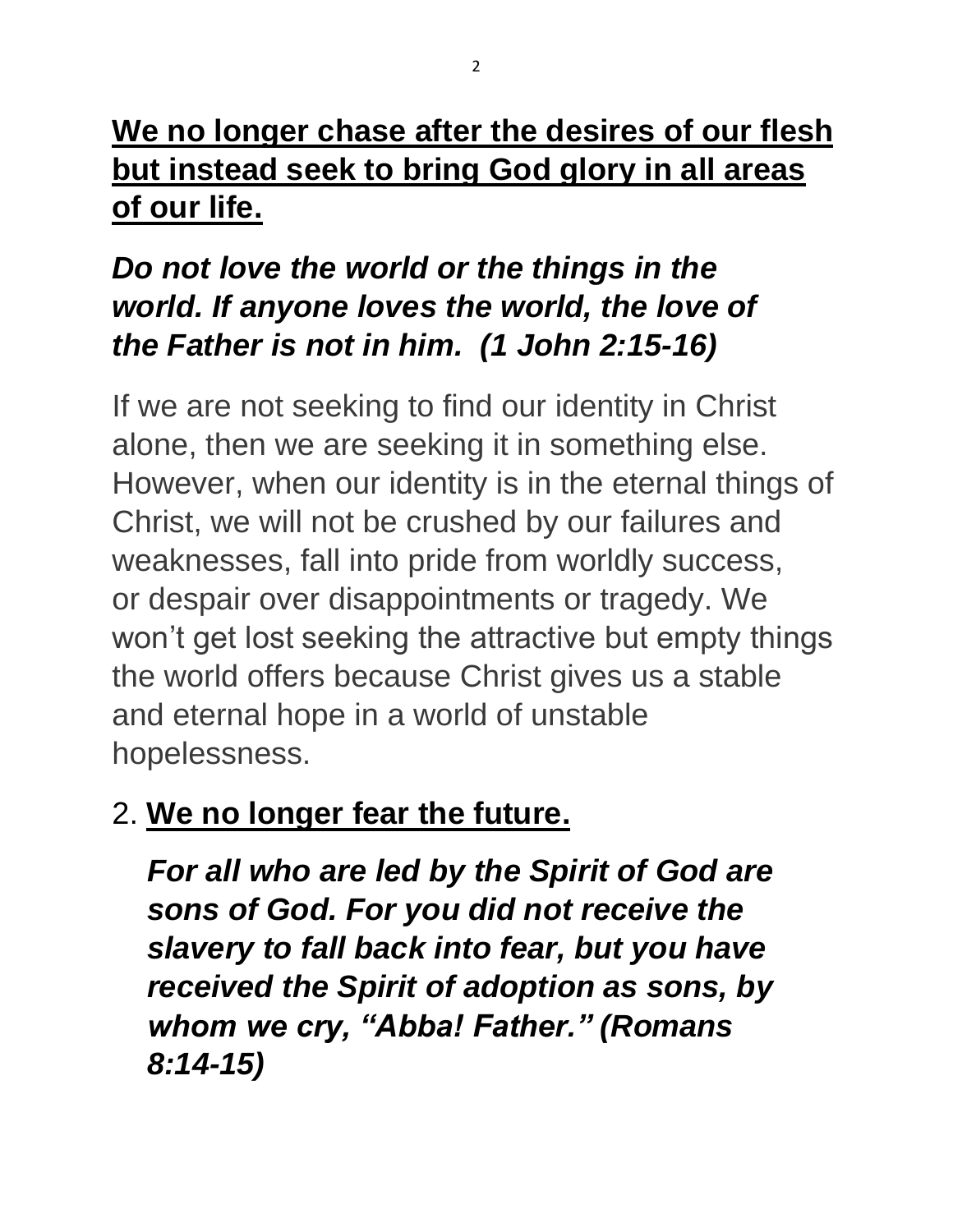**We no longer chase after the desires of our flesh but instead seek to bring God glory in all areas of our life.**

***Do not love the world or the things in the world. If anyone loves the world, the love of the Father is not in him. (1 John 2:15-16)***

If we are not seeking to find our identity in Christ alone, then we are seeking it in something else. However, when our identity is in the eternal things of Christ, we will not be crushed by our failures and weaknesses, fall into pride from worldly success, or despair over disappointments or tragedy. We won't get lost seeking the attractive but empty things the world offers because Christ gives us a stable and eternal hope in a world of unstable hopelessness.

2. **We no longer fear the future.**

   ***For all who are led by the Spirit of God are sons of God. For you did not receive the slavery to fall back into fear, but you have received the Spirit of adoption as sons, by whom we cry, "Abba! Father." (Romans 8:14-15)***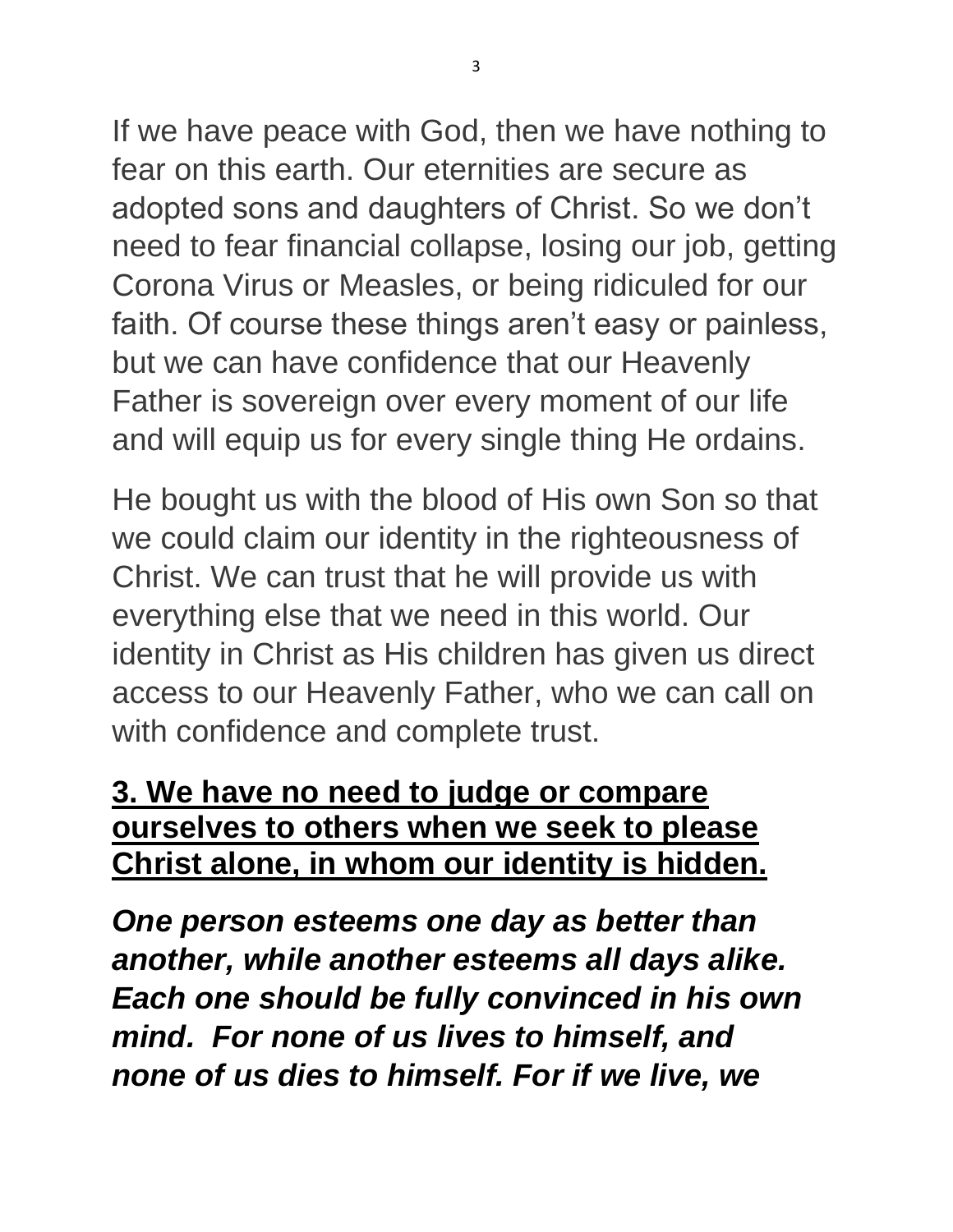If we have peace with God, then we have nothing to fear on this earth. Our eternities are secure as adopted sons and daughters of Christ. So we don't need to fear financial collapse, losing our job, getting Corona Virus or Measles, or being ridiculed for our faith. Of course these things aren't easy or painless, but we can have confidence that our Heavenly Father is sovereign over every moment of our life and will equip us for every single thing He ordains.

He bought us with the blood of His own Son so that we could claim our identity in the righteousness of Christ. We can trust that he will provide us with everything else that we need in this world. Our identity in Christ as His children has given us direct access to our Heavenly Father, who we can call on with confidence and complete trust.

**3. We have no need to judge or compare ourselves to others when we seek to please Christ alone, in whom our identity is hidden.**

***One person esteems one day as better than another, while another esteems all days alike. Each one should be fully convinced in his own mind. For none of us lives to himself, and none of us dies to himself. For if we live, we***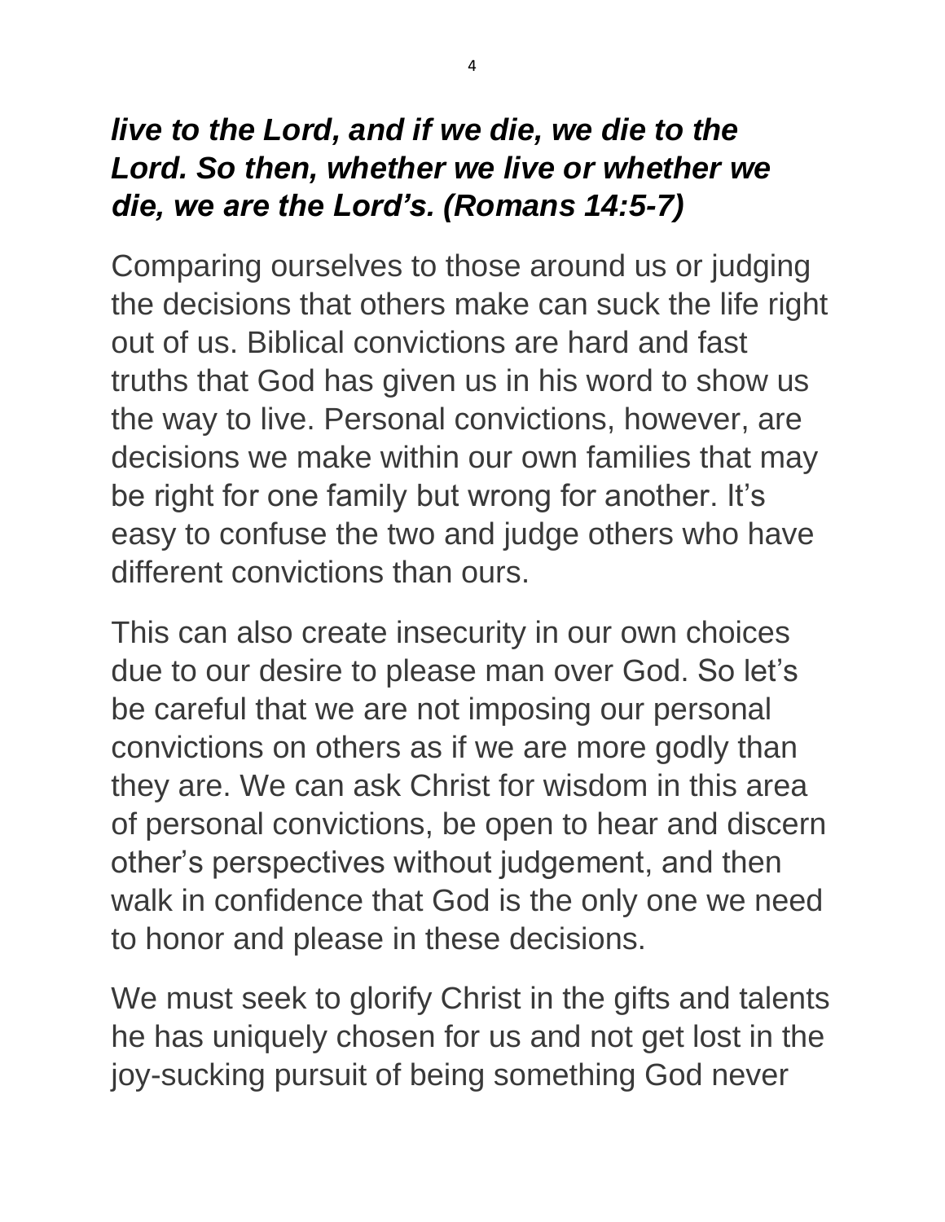***live to the Lord, and if we die, we die to the Lord. So then, whether we live or whether we die, we are the Lord's. (Romans 14:5-7)***

Comparing ourselves to those around us or judging the decisions that others make can suck the life right out of us. Biblical convictions are hard and fast truths that God has given us in his word to show us the way to live. Personal convictions, however, are decisions we make within our own families that may be right for one family but wrong for another. It's easy to confuse the two and judge others who have different convictions than ours.

This can also create insecurity in our own choices due to our desire to please man over God. So let's be careful that we are not imposing our personal convictions on others as if we are more godly than they are. We can ask Christ for wisdom in this area of personal convictions, be open to hear and discern other's perspectives without judgement, and then walk in confidence that God is the only one we need to honor and please in these decisions.

We must seek to glorify Christ in the gifts and talents he has uniquely chosen for us and not get lost in the joy-sucking pursuit of being something God never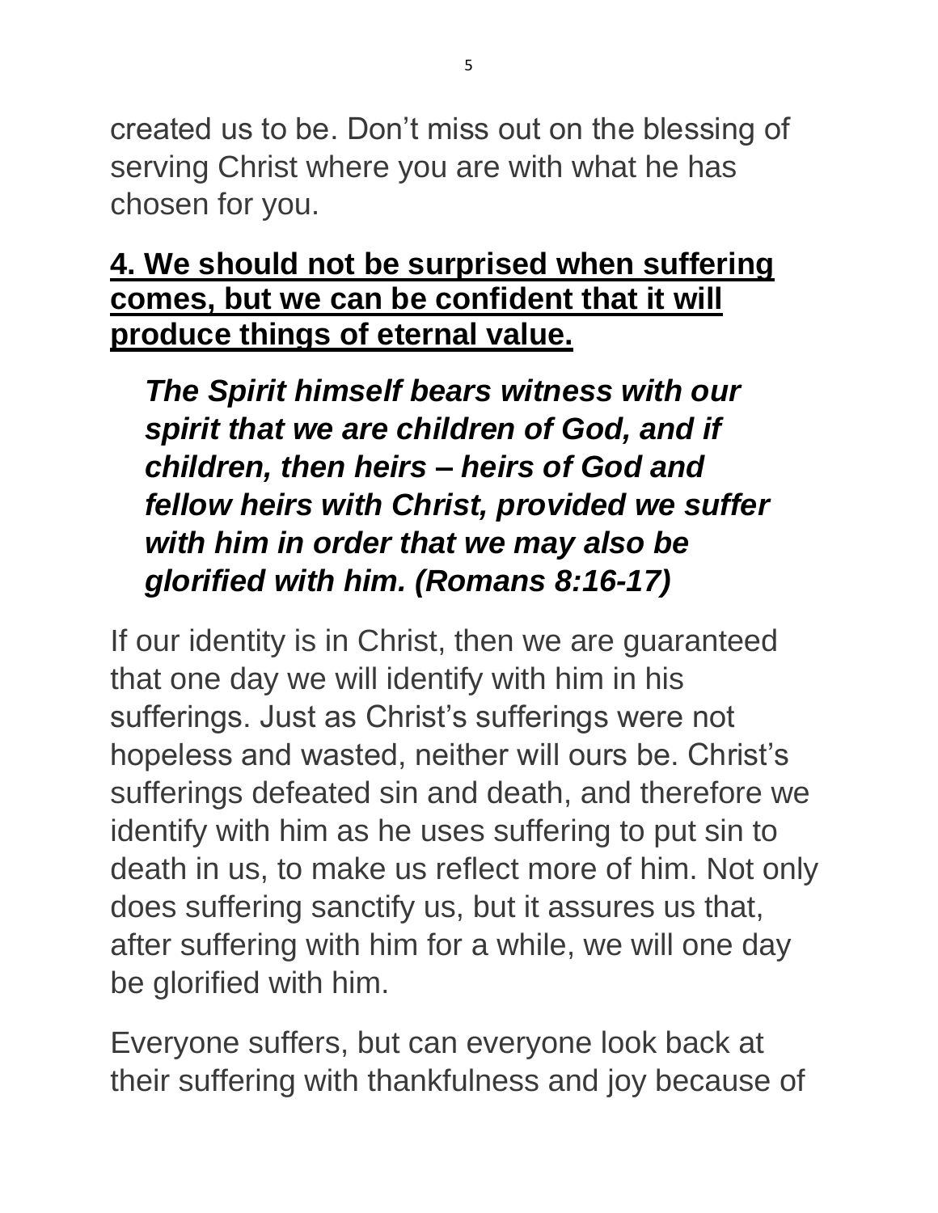created us to be. Don't miss out on the blessing of serving Christ where you are with what he has chosen for you.

**4. We should not be surprised when suffering comes, but we can be confident that it will produce things of eternal value.**

> ***The Spirit himself bears witness with our spirit that we are children of God, and if children, then heirs – heirs of God and fellow heirs with Christ, provided we suffer with him in order that we may also be glorified with him. (Romans 8:16-17)***

If our identity is in Christ, then we are guaranteed that one day we will identify with him in his sufferings. Just as Christ's sufferings were not hopeless and wasted, neither will ours be. Christ's sufferings defeated sin and death, and therefore we identify with him as he uses suffering to put sin to death in us, to make us reflect more of him. Not only does suffering sanctify us, but it assures us that, after suffering with him for a while, we will one day be glorified with him.

Everyone suffers, but can everyone look back at their suffering with thankfulness and joy because of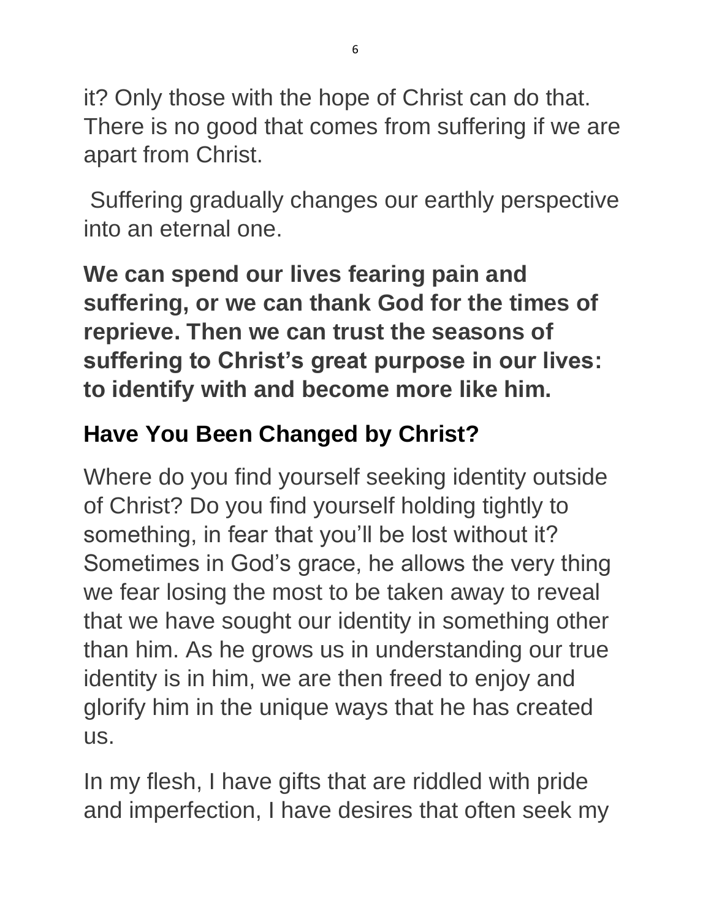it? Only those with the hope of Christ can do that. There is no good that comes from suffering if we are apart from Christ.

Suffering gradually changes our earthly perspective into an eternal one.

**We can spend our lives fearing pain and suffering, or we can thank God for the times of reprieve. Then we can trust the seasons of suffering to Christ's great purpose in our lives: to identify with and become more like him.**

## Have You Been Changed by Christ?

Where do you find yourself seeking identity outside of Christ? Do you find yourself holding tightly to something, in fear that you'll be lost without it? Sometimes in God's grace, he allows the very thing we fear losing the most to be taken away to reveal that we have sought our identity in something other than him. As he grows us in understanding our true identity is in him, we are then freed to enjoy and glorify him in the unique ways that he has created us.

In my flesh, I have gifts that are riddled with pride and imperfection, I have desires that often seek my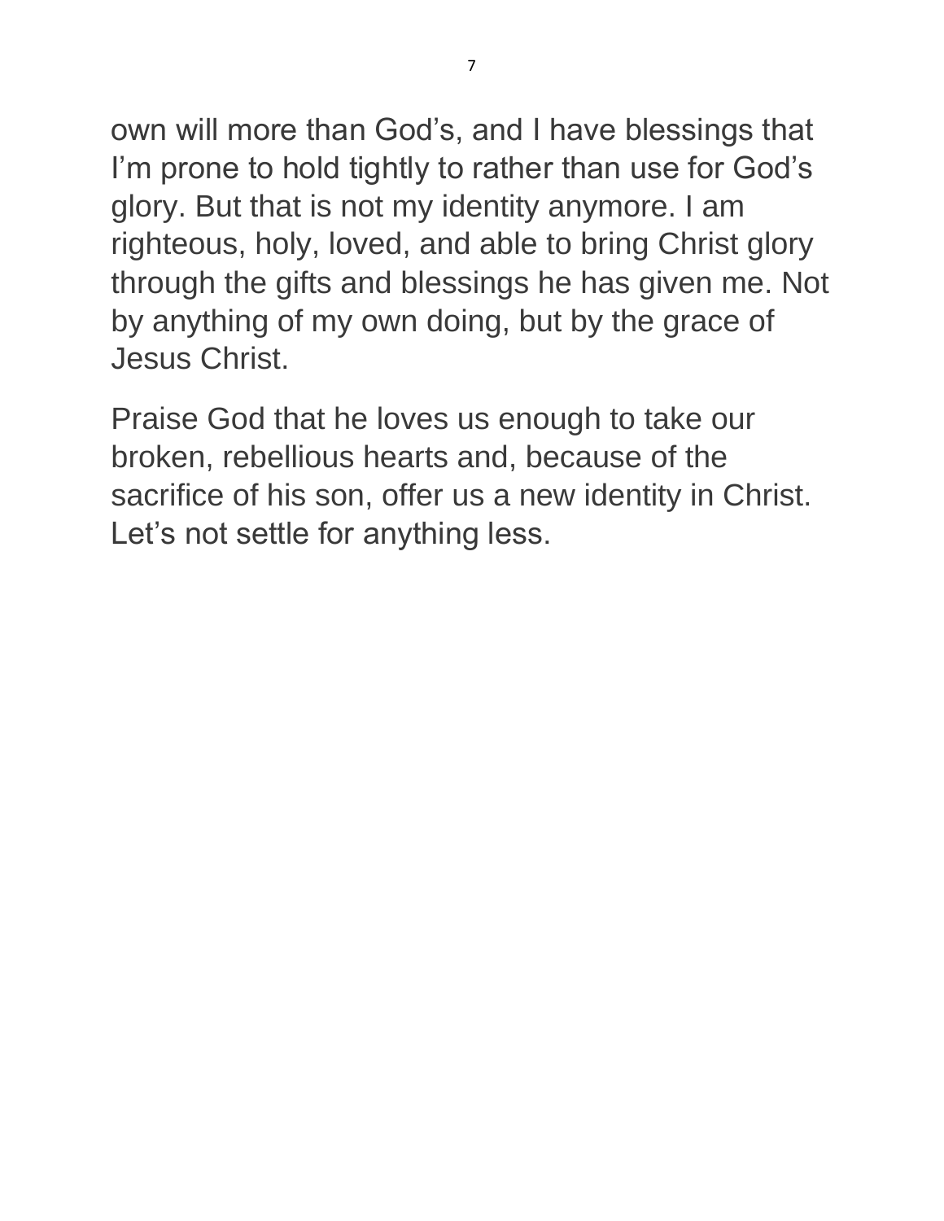own will more than God’s, and I have blessings that I’m prone to hold tightly to rather than use for God’s glory. But that is not my identity anymore. I am righteous, holy, loved, and able to bring Christ glory through the gifts and blessings he has given me. Not by anything of my own doing, but by the grace of Jesus Christ.

Praise God that he loves us enough to take our broken, rebellious hearts and, because of the sacrifice of his son, offer us a new identity in Christ. Let’s not settle for anything less.